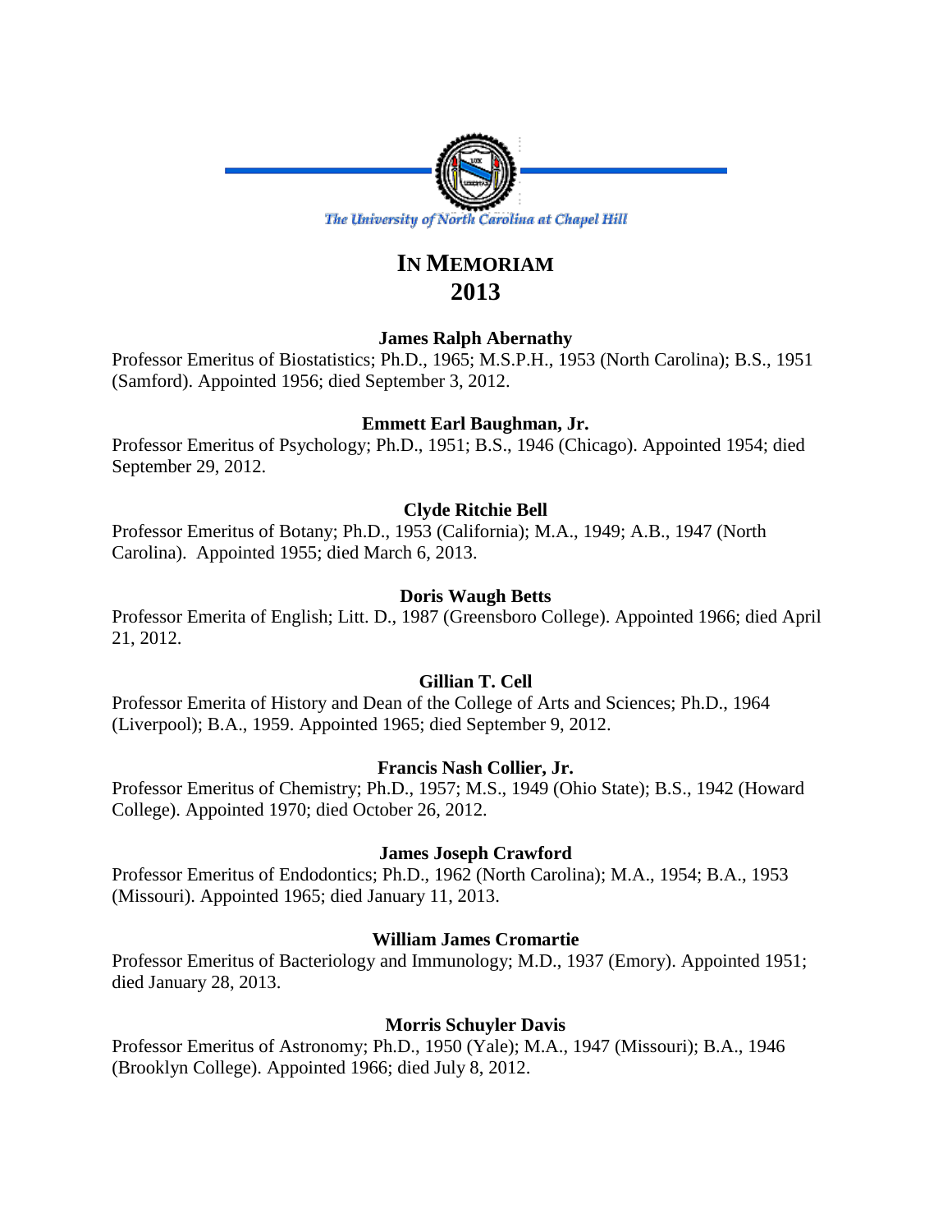The University of North Carolina at Chapel Hill

# In Memoriam 2013

### James Ralph Abernathy

Professor Emeritus of Biostatistics; Ph.D., 1965; M.S.P.H., 1953 (North Carolina); B.S., 1951 (Samford). Appointed 1956; died September 3, 2012.

### Emmett Earl Baughman, Jr.

Professor Emeritus of Psychology; Ph.D., 1951; B.S., 1946 (Chicago). Appointed 1954; died September 29, 2012.

### Clyde Ritchie Bell

Professor Emeritus of Botany; Ph.D., 1953 (California); M.A., 1949; A.B., 1947 (North Carolina). Appointed 1955; died March 6, 2013.

### Doris Waugh Betts

Professor Emerita of English; Litt. D., 1987 (Greensboro College). Appointed 1966; died April 21, 2012.

### Gillian T. Cell

Professor Emerita of History and Dean of the College of Arts and Sciences; Ph.D., 1964 (Liverpool); B.A., 1959. Appointed 1965; died September 9, 2012.

### Francis Nash Collier, Jr.

Professor Emeritus of Chemistry; Ph.D., 1957; M.S., 1949 (Ohio State); B.S., 1942 (Howard College). Appointed 1970; died October 26, 2012.

### James Joseph Crawford

Professor Emeritus of Endodontics; Ph.D., 1962 (North Carolina); M.A., 1954; B.A., 1953 (Missouri). Appointed 1965; died January 11, 2013.

### William James Cromartie

Professor Emeritus of Bacteriology and Immunology; M.D., 1937 (Emory). Appointed 1951; died January 28, 2013.

### Morris Schuyler Davis

Professor Emeritus of Astronomy; Ph.D., 1950 (Yale); M.A., 1947 (Missouri); B.A., 1946 (Brooklyn College). Appointed 1966; died July 8, 2012.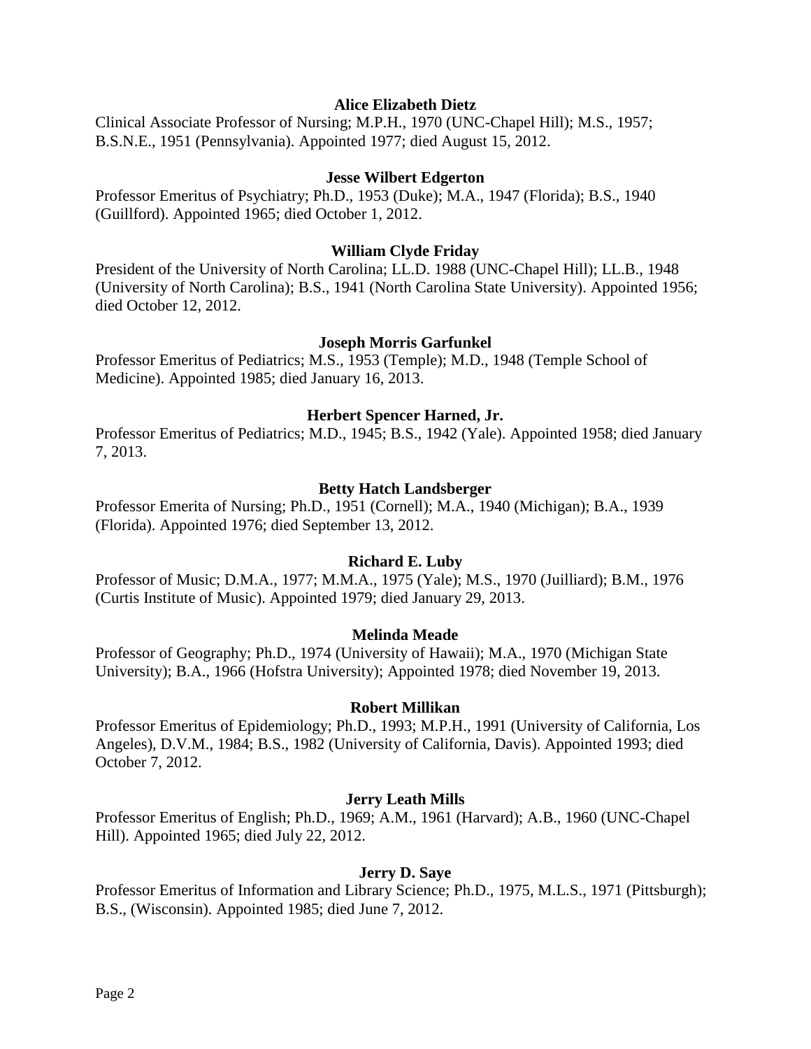**Alice Elizabeth Dietz**

Clinical Associate Professor of Nursing; M.P.H., 1970 (UNC-Chapel Hill); M.S., 1957; B.S.N.E., 1951 (Pennsylvania). Appointed 1977; died August 15, 2012.

**Jesse Wilbert Edgerton**

Professor Emeritus of Psychiatry; Ph.D., 1953 (Duke); M.A., 1947 (Florida); B.S., 1940 (Guillford). Appointed 1965; died October 1, 2012.

**William Clyde Friday**

President of the University of North Carolina; LL.D. 1988 (UNC-Chapel Hill); LL.B., 1948 (University of North Carolina); B.S., 1941 (North Carolina State University). Appointed 1956; died October 12, 2012.

**Joseph Morris Garfunkel**

Professor Emeritus of Pediatrics; M.S., 1953 (Temple); M.D., 1948 (Temple School of Medicine). Appointed 1985; died January 16, 2013.

**Herbert Spencer Harned, Jr.**

Professor Emeritus of Pediatrics; M.D., 1945; B.S., 1942 (Yale). Appointed 1958; died January 7, 2013.

**Betty Hatch Landsberger**

Professor Emerita of Nursing; Ph.D., 1951 (Cornell); M.A., 1940 (Michigan); B.A., 1939 (Florida). Appointed 1976; died September 13, 2012.

**Richard E. Luby**

Professor of Music; D.M.A., 1977; M.M.A., 1975 (Yale); M.S., 1970 (Juilliard); B.M., 1976 (Curtis Institute of Music). Appointed 1979; died January 29, 2013.

**Melinda Meade**

Professor of Geography; Ph.D., 1974 (University of Hawaii); M.A., 1970 (Michigan State University); B.A., 1966 (Hofstra University); Appointed 1978; died November 19, 2013.

**Robert Millikan**

Professor Emeritus of Epidemiology; Ph.D., 1993; M.P.H., 1991 (University of California, Los Angeles), D.V.M., 1984; B.S., 1982 (University of California, Davis). Appointed 1993; died October 7, 2012.

**Jerry Leath Mills**

Professor Emeritus of English; Ph.D., 1969; A.M., 1961 (Harvard); A.B., 1960 (UNC-Chapel Hill). Appointed 1965; died July 22, 2012.

**Jerry D. Saye**

Professor Emeritus of Information and Library Science; Ph.D., 1975, M.L.S., 1971 (Pittsburgh); B.S., (Wisconsin). Appointed 1985; died June 7, 2012.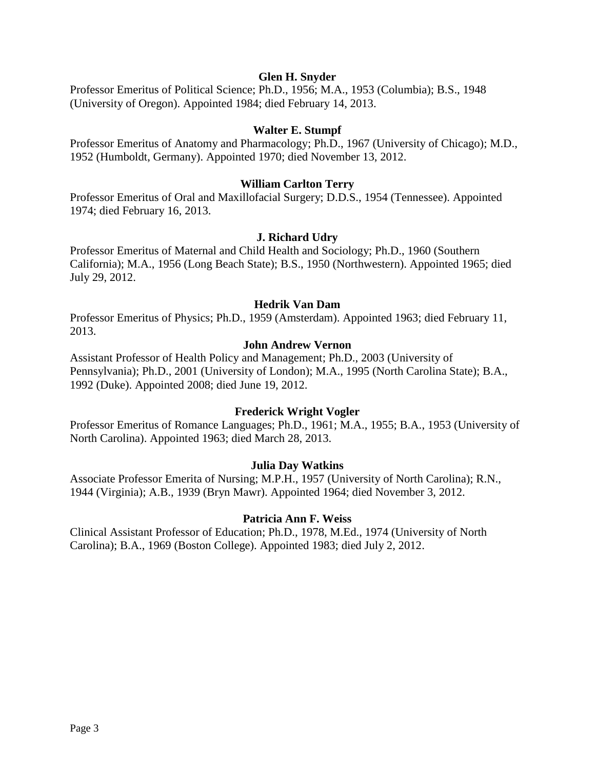**Glen H. Snyder**

Professor Emeritus of Political Science; Ph.D., 1956; M.A., 1953 (Columbia); B.S., 1948 (University of Oregon). Appointed 1984; died February 14, 2013.

**Walter E. Stumpf**

Professor Emeritus of Anatomy and Pharmacology; Ph.D., 1967 (University of Chicago); M.D., 1952 (Humboldt, Germany). Appointed 1970; died November 13, 2012.

**William Carlton Terry**

Professor Emeritus of Oral and Maxillofacial Surgery; D.D.S., 1954 (Tennessee). Appointed 1974; died February 16, 2013.

**J. Richard Udry**

Professor Emeritus of Maternal and Child Health and Sociology; Ph.D., 1960 (Southern California); M.A., 1956 (Long Beach State); B.S., 1950 (Northwestern). Appointed 1965; died July 29, 2012.

**Hedrik Van Dam**

Professor Emeritus of Physics; Ph.D., 1959 (Amsterdam). Appointed 1963; died February 11, 2013.

**John Andrew Vernon**

Assistant Professor of Health Policy and Management; Ph.D., 2003 (University of Pennsylvania); Ph.D., 2001 (University of London); M.A., 1995 (North Carolina State); B.A., 1992 (Duke). Appointed 2008; died June 19, 2012.

**Frederick Wright Vogler**

Professor Emeritus of Romance Languages; Ph.D., 1961; M.A., 1955; B.A., 1953 (University of North Carolina). Appointed 1963; died March 28, 2013.

**Julia Day Watkins**

Associate Professor Emerita of Nursing; M.P.H., 1957 (University of North Carolina); R.N., 1944 (Virginia); A.B., 1939 (Bryn Mawr). Appointed 1964; died November 3, 2012.

**Patricia Ann F. Weiss**

Clinical Assistant Professor of Education; Ph.D., 1978, M.Ed., 1974 (University of North Carolina); B.A., 1969 (Boston College). Appointed 1983; died July 2, 2012.